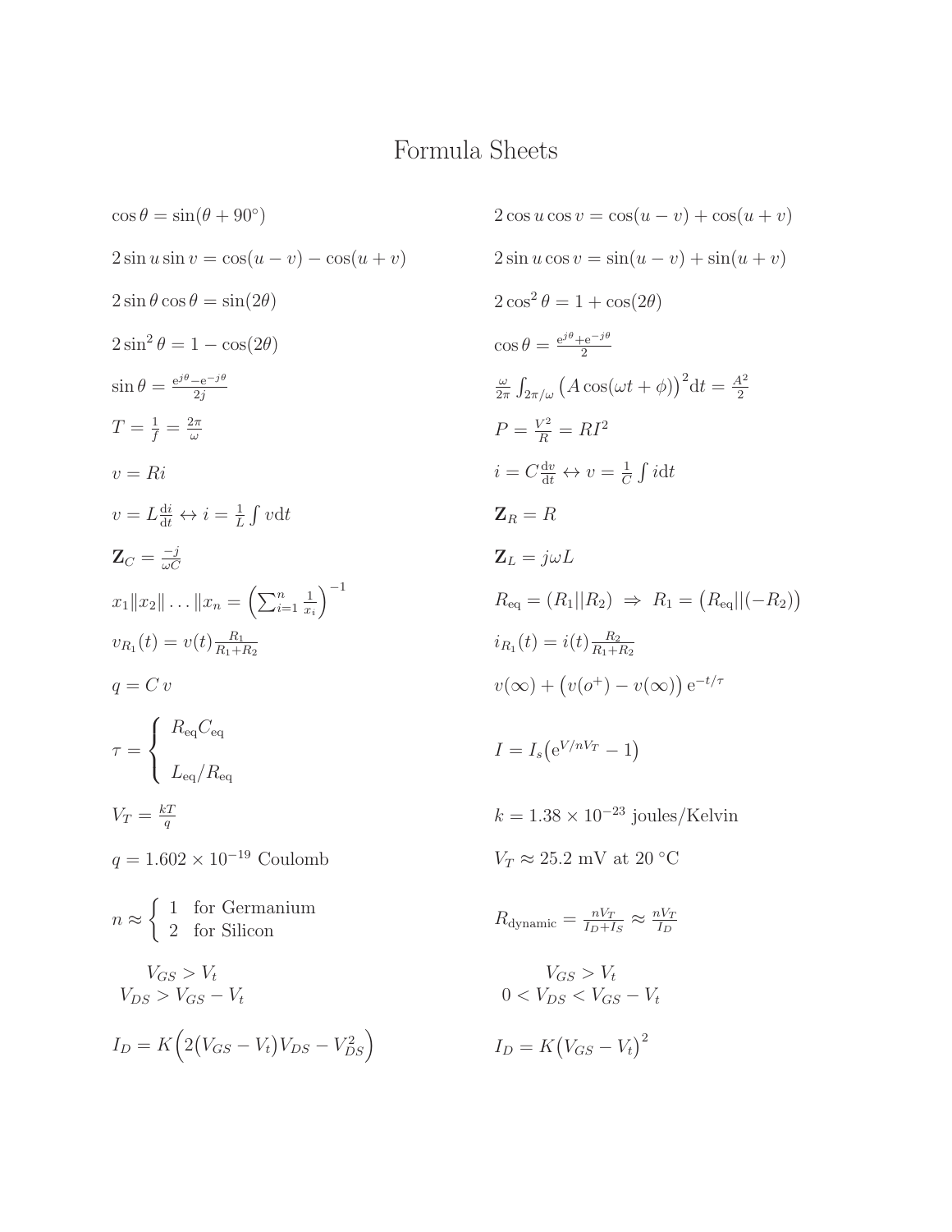# Formula Sheets

$$\cos\theta = \sin(\theta + 90^\circ)$$

$$2\cos u \cos v = \cos(u-v) + \cos(u+v)$$

$$2\sin u \sin v = \cos(u-v) - \cos(u+v)$$

$$2\sin u \cos v = \sin(u-v) + \sin(u+v)$$

$$2\sin\theta\cos\theta = \sin(2\theta)$$

$$2\cos^2\theta = 1 + \cos(2\theta)$$

$$2\sin^2\theta = 1 - \cos(2\theta)$$

$$\cos\theta = \frac{\mathrm{e}^{j\theta} + \mathrm{e}^{-j\theta}}{2}$$

$$\sin\theta = \frac{\mathrm{e}^{j\theta} - \mathrm{e}^{-j\theta}}{2j}$$

$$\frac{\omega}{2\pi}\int_{2\pi/\omega} \big(A\cos(\omega t + \phi)\big)^2 \mathrm{d}t = \frac{A^2}{2}$$

$$T = \frac{1}{f} = \frac{2\pi}{\omega}$$

$$P = \frac{V^2}{R} = RI^2$$

$$v = Ri$$

$$i = C\frac{\mathrm{d}v}{\mathrm{d}t} \leftrightarrow v = \frac{1}{C}\int i\mathrm{d}t$$

$$v = L\frac{\mathrm{d}i}{\mathrm{d}t} \leftrightarrow i = \frac{1}{L}\int v\mathrm{d}t$$

$$\mathbf{Z}_R = R$$

$$\mathbf{Z}_C = \frac{-j}{\omega C}$$

$$\mathbf{Z}_L = j\omega L$$

$$x_1 \| x_2 \| \ldots \| x_n = \left(\sum_{i=1}^{n} \frac{1}{x_i}\right)^{-1}$$

$$R_{\mathrm{eq}} = (R_1 || R_2) \;\Rightarrow\; R_1 = \big(R_{\mathrm{eq}} || (-R_2)\big)$$

$$v_{R_1}(t) = v(t)\frac{R_1}{R_1 + R_2}$$

$$i_{R_1}(t) = i(t)\frac{R_2}{R_1 + R_2}$$

$$q = C\,v$$

$$v(\infty) + \big(v(o^+) - v(\infty)\big)\,\mathrm{e}^{-t/\tau}$$

$$\tau = \begin{cases} R_{\mathrm{eq}}C_{\mathrm{eq}} \\ \\ L_{\mathrm{eq}}/R_{\mathrm{eq}} \end{cases}$$

$$I = I_s\big(\mathrm{e}^{V/nV_T} - 1\big)$$

$$V_T = \frac{kT}{q}$$

$$k = 1.38 \times 10^{-23} \text{ joules/Kelvin}$$

$$q = 1.602 \times 10^{-19} \text{ Coulomb}$$

$$V_T \approx 25.2 \text{ mV at } 20\ ^\circ\mathrm{C}$$

$$n \approx \begin{cases} 1 & \text{for Germanium} \\ 2 & \text{for Silicon} \end{cases}$$

$$R_{\mathrm{dynamic}} = \frac{nV_T}{I_D + I_S} \approx \frac{nV_T}{I_D}$$

$$V_{GS} > V_t \qquad V_{DS} > V_{GS} - V_t$$

$$V_{GS} > V_t \qquad 0 < V_{DS} < V_{GS} - V_t$$

$$I_D = K\Big(2\big(V_{GS} - V_t\big)V_{DS} - V_{DS}^2\Big)$$

$$I_D = K\big(V_{GS} - V_t\big)^2$$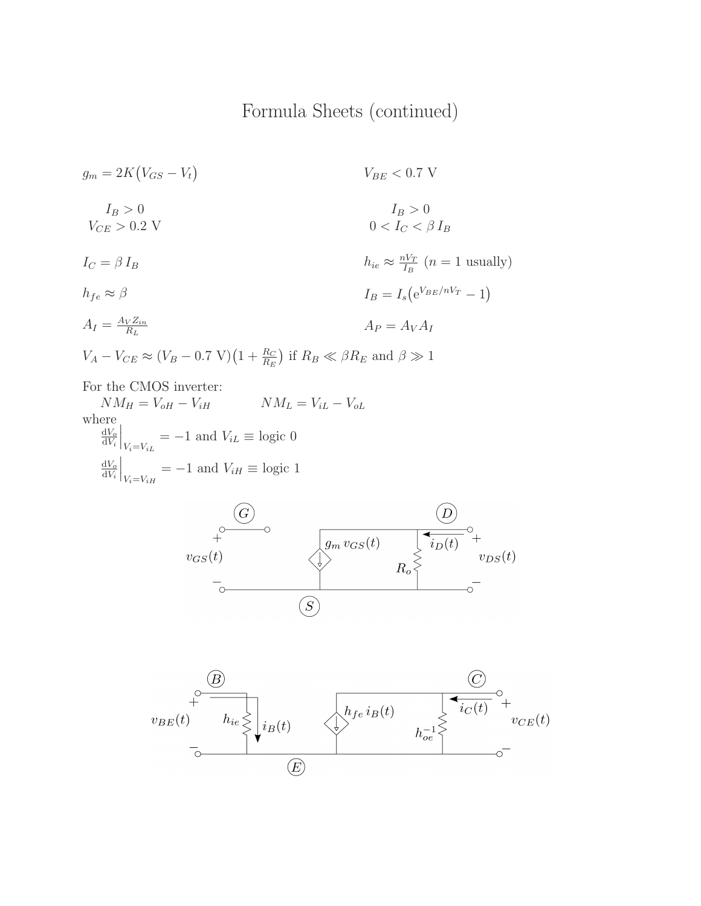# Formula Sheets (continued)

$g_m = 2K\big(V_{GS} - V_t\big)$

$V_{BE} < 0.7$ V

$I_B > 0$
$V_{CE} > 0.2$ V

$I_B > 0$
$0 < I_C < \beta\, I_B$

$I_C = \beta\, I_B$

$h_{ie} \approx \frac{nV_T}{I_B}$ ($n = 1$ usually)

$h_{fe} \approx \beta$

$I_B = I_s\big(\mathrm{e}^{V_{BE}/nV_T} - 1\big)$

$A_I = \frac{A_V Z_{in}}{R_L}$

$A_P = A_V A_I$

$V_A - V_{CE} \approx (V_B - 0.7\text{ V})\big(1 + \frac{R_C}{R_E}\big)$ if $R_B \ll \beta R_E$ and $\beta \gg 1$

For the CMOS inverter:

$NM_H = V_{oH} - V_{iH}$ $\qquad$ $NM_L = V_{iL} - V_{oL}$

where

$\left.\frac{\mathrm{d}V_o}{\mathrm{d}V_i}\right|_{V_i = V_{iL}} = -1$ and $V_{iL} \equiv$ logic 0

$\left.\frac{\mathrm{d}V_o}{\mathrm{d}V_i}\right|_{V_i = V_{iH}} = -1$ and $V_{iH} \equiv$ logic 1

G
D
$v_{GS}(t)$
$g_m\, v_{GS}(t)$
$i_D(t)$
$R_o$
$v_{DS}(t)$
S

B
C
$v_{BE}(t)$
$h_{ie}$
$i_B(t)$
$h_{fe}\, i_B(t)$
$i_C(t)$
$h_{oe}^{-1}$
$v_{CE}(t)$
E